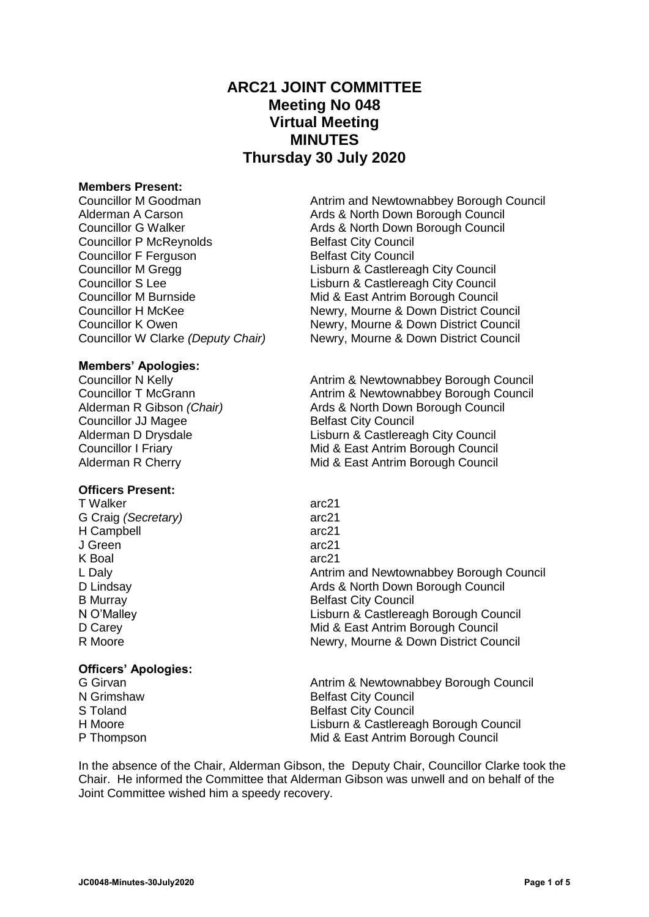# ARC21 JOINT COMMITTEE
# Meeting No 048
# Virtual Meeting
# MINUTES
# Thursday 30 July 2020

**Members Present:**

| | |
|---|---|
| Councillor M Goodman | Antrim and Newtownabbey Borough Council |
| Alderman A Carson | Ards & North Down Borough Council |
| Councillor G Walker | Ards & North Down Borough Council |
| Councillor P McReynolds | Belfast City Council |
| Councillor F Ferguson | Belfast City Council |
| Councillor M Gregg | Lisburn & Castlereagh City Council |
| Councillor S Lee | Lisburn & Castlereagh City Council |
| Councillor M Burnside | Mid & East Antrim Borough Council |
| Councillor H McKee | Newry, Mourne & Down District Council |
| Councillor K Owen | Newry, Mourne & Down District Council |
| Councillor W Clarke *(Deputy Chair)* | Newry, Mourne & Down District Council |

**Members' Apologies:**

| | |
|---|---|
| Councillor N Kelly | Antrim & Newtownabbey Borough Council |
| Councillor T McGrann | Antrim & Newtownabbey Borough Council |
| Alderman R Gibson *(Chair)* | Ards & North Down Borough Council |
| Councillor JJ Magee | Belfast City Council |
| Alderman D Drysdale | Lisburn & Castlereagh City Council |
| Councillor I Friary | Mid & East Antrim Borough Council |
| Alderman R Cherry | Mid & East Antrim Borough Council |

**Officers Present:**

| | |
|---|---|
| T Walker | arc21 |
| G Craig *(Secretary)* | arc21 |
| H Campbell | arc21 |
| J Green | arc21 |
| K Boal | arc21 |
| L Daly | Antrim and Newtownabbey Borough Council |
| D Lindsay | Ards & North Down Borough Council |
| B Murray | Belfast City Council |
| N O'Malley | Lisburn & Castlereagh Borough Council |
| D Carey | Mid & East Antrim Borough Council |
| R Moore | Newry, Mourne & Down District Council |

**Officers' Apologies:**

| | |
|---|---|
| G Girvan | Antrim & Newtownabbey Borough Council |
| N Grimshaw | Belfast City Council |
| S Toland | Belfast City Council |
| H Moore | Lisburn & Castlereagh Borough Council |
| P Thompson | Mid & East Antrim Borough Council |

In the absence of the Chair, Alderman Gibson, the Deputy Chair, Councillor Clarke took the Chair. He informed the Committee that Alderman Gibson was unwell and on behalf of the Joint Committee wished him a speedy recovery.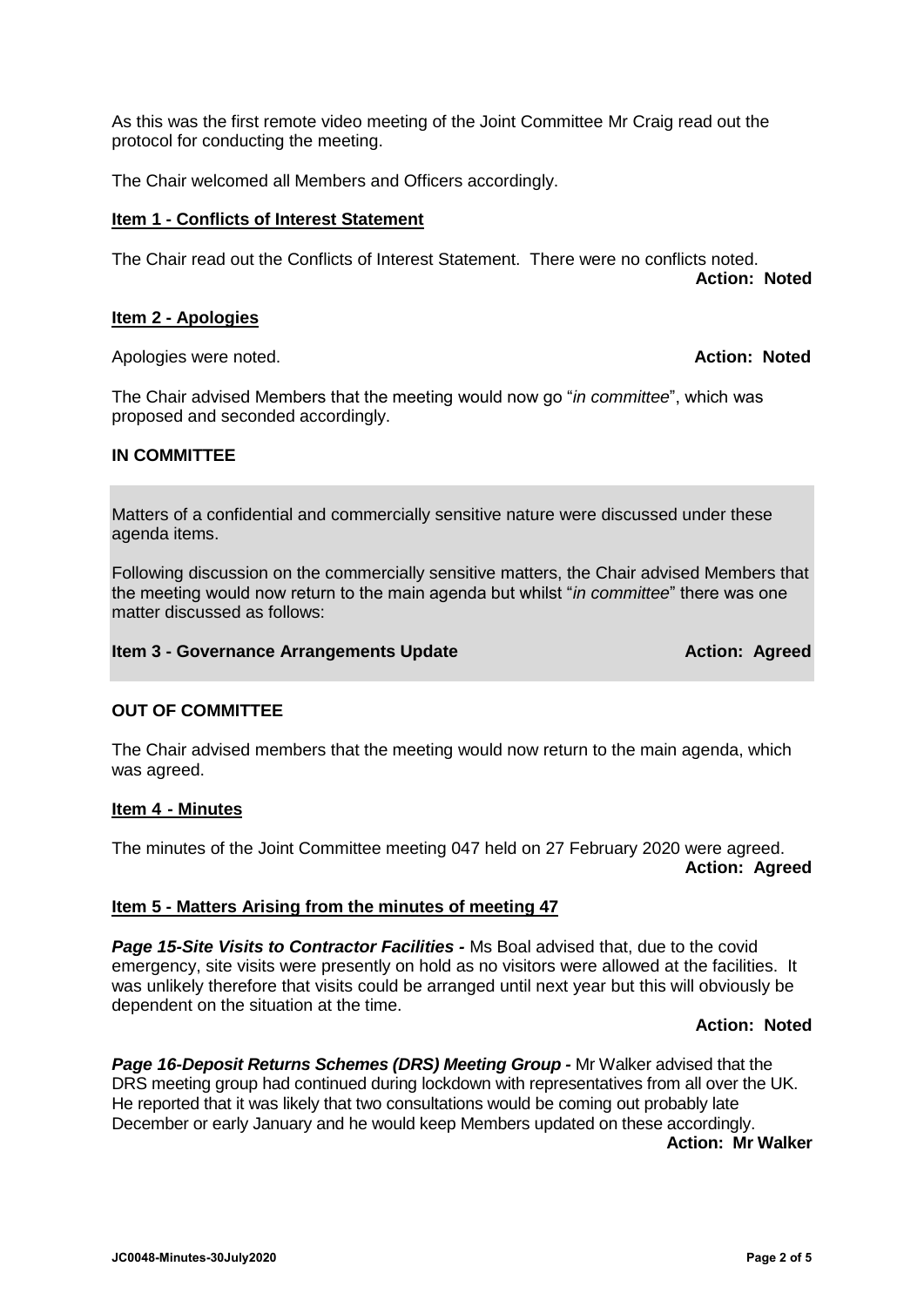As this was the first remote video meeting of the Joint Committee Mr Craig read out the protocol for conducting the meeting.

The Chair welcomed all Members and Officers accordingly.

**Item 1 - Conflicts of Interest Statement**

The Chair read out the Conflicts of Interest Statement. There were no conflicts noted.

**Action: Noted**

**Item 2 - Apologies**

Apologies were noted. **Action: Noted**

The Chair advised Members that the meeting would now go "*in committee*", which was proposed and seconded accordingly.

**IN COMMITTEE**

Matters of a confidential and commercially sensitive nature were discussed under these agenda items.

Following discussion on the commercially sensitive matters, the Chair advised Members that the meeting would now return to the main agenda but whilst "*in committee*" there was one matter discussed as follows:

**Item 3 - Governance Arrangements Update** **Action: Agreed**

**OUT OF COMMITTEE**

The Chair advised members that the meeting would now return to the main agenda, which was agreed.

**Item 4 - Minutes**

The minutes of the Joint Committee meeting 047 held on 27 February 2020 were agreed.

**Action: Agreed**

**Item 5 - Matters Arising from the minutes of meeting 47**

***Page 15-Site Visits to Contractor Facilities -*** Ms Boal advised that, due to the covid emergency, site visits were presently on hold as no visitors were allowed at the facilities. It was unlikely therefore that visits could be arranged until next year but this will obviously be dependent on the situation at the time.

**Action: Noted**

***Page 16-Deposit Returns Schemes (DRS) Meeting Group -*** Mr Walker advised that the DRS meeting group had continued during lockdown with representatives from all over the UK. He reported that it was likely that two consultations would be coming out probably late December or early January and he would keep Members updated on these accordingly.

**Action: Mr Walker**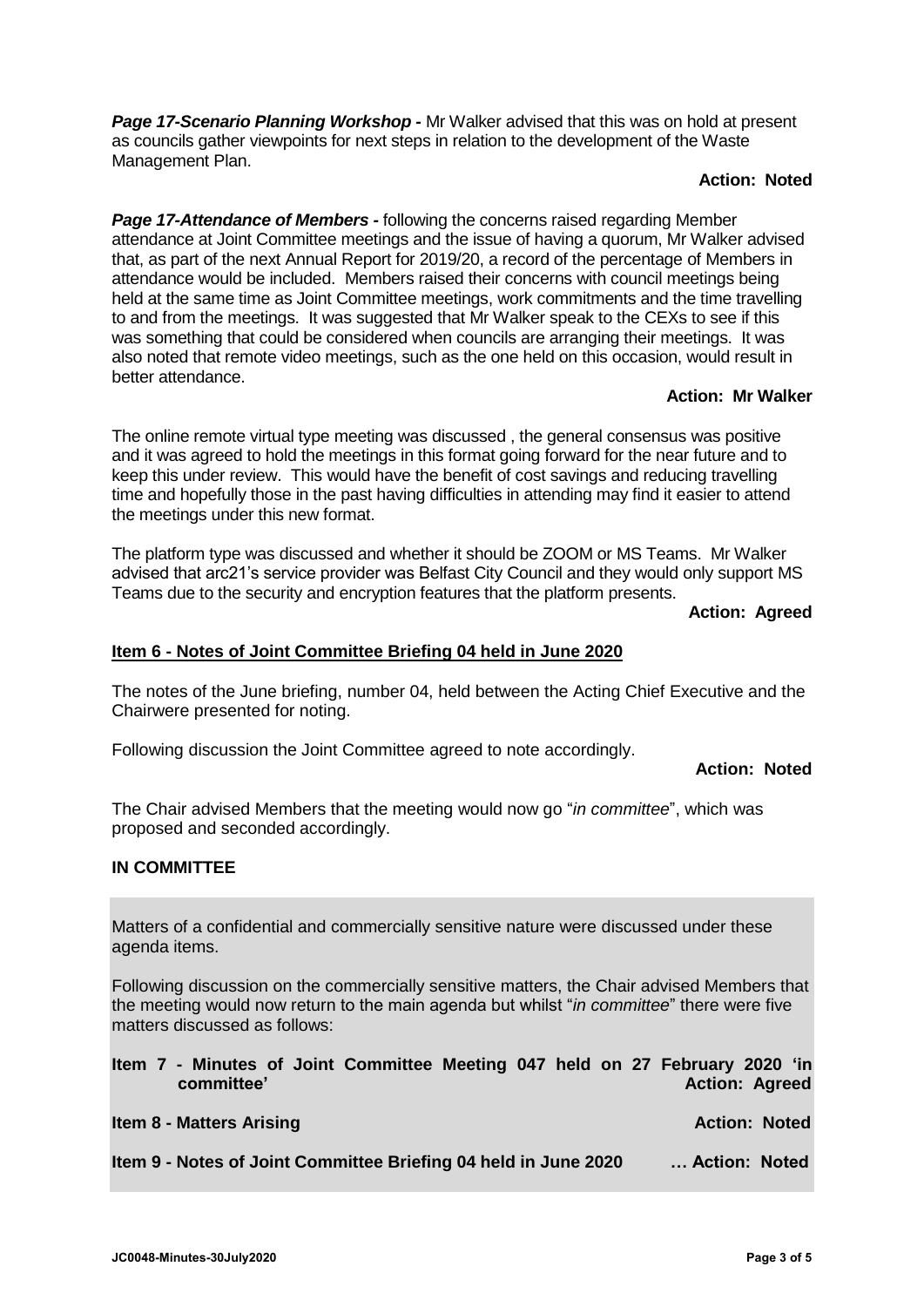***Page 17-Scenario Planning Workshop -*** Mr Walker advised that this was on hold at present as councils gather viewpoints for next steps in relation to the development of the Waste Management Plan.

**Action: Noted**

***Page 17-Attendance of Members -*** following the concerns raised regarding Member attendance at Joint Committee meetings and the issue of having a quorum, Mr Walker advised that, as part of the next Annual Report for 2019/20, a record of the percentage of Members in attendance would be included. Members raised their concerns with council meetings being held at the same time as Joint Committee meetings, work commitments and the time travelling to and from the meetings. It was suggested that Mr Walker speak to the CEXs to see if this was something that could be considered when councils are arranging their meetings. It was also noted that remote video meetings, such as the one held on this occasion, would result in better attendance.

**Action: Mr Walker**

The online remote virtual type meeting was discussed , the general consensus was positive and it was agreed to hold the meetings in this format going forward for the near future and to keep this under review. This would have the benefit of cost savings and reducing travelling time and hopefully those in the past having difficulties in attending may find it easier to attend the meetings under this new format.

The platform type was discussed and whether it should be ZOOM or MS Teams. Mr Walker advised that arc21's service provider was Belfast City Council and they would only support MS Teams due to the security and encryption features that the platform presents.

**Action: Agreed**

## Item 6 - Notes of Joint Committee Briefing 04 held in June 2020

The notes of the June briefing, number 04, held between the Acting Chief Executive and the Chairwere presented for noting.

Following discussion the Joint Committee agreed to note accordingly.

**Action: Noted**

The Chair advised Members that the meeting would now go "*in committee*", which was proposed and seconded accordingly.

**IN COMMITTEE**

Matters of a confidential and commercially sensitive nature were discussed under these agenda items.

Following discussion on the commercially sensitive matters, the Chair advised Members that the meeting would now return to the main agenda but whilst "*in committee*" there were five matters discussed as follows:

**Item 7 - Minutes of Joint Committee Meeting 047 held on 27 February 2020 'in committee'** **Action: Agreed**

**Item 8 - Matters Arising** **Action: Noted**

**Item 9 - Notes of Joint Committee Briefing 04 held in June 2020** **… Action: Noted**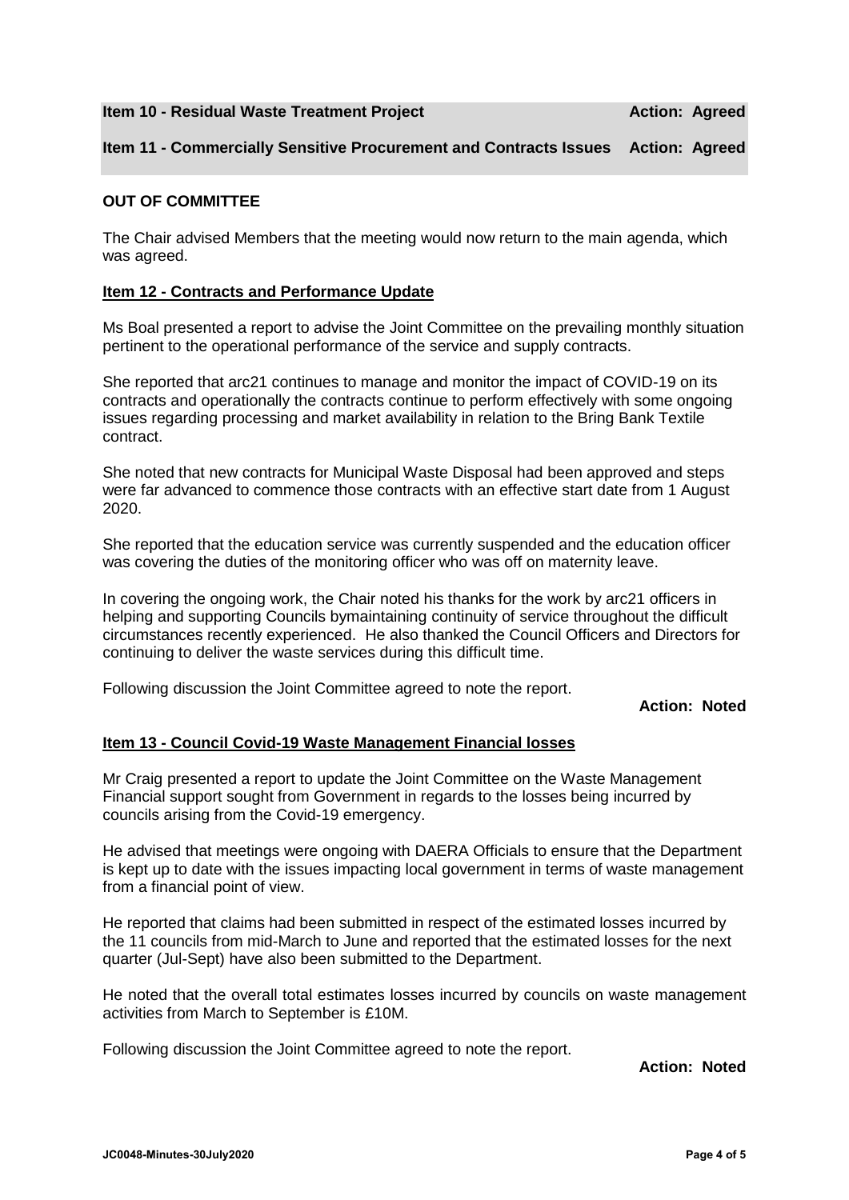**Item 10 - Residual Waste Treatment Project** **Action: Agreed**

**Item 11 - Commercially Sensitive Procurement and Contracts Issues** **Action: Agreed**

**OUT OF COMMITTEE**

The Chair advised Members that the meeting would now return to the main agenda, which was agreed.

**Item 12 - Contracts and Performance Update**

Ms Boal presented a report to advise the Joint Committee on the prevailing monthly situation pertinent to the operational performance of the service and supply contracts.

She reported that arc21 continues to manage and monitor the impact of COVID-19 on its contracts and operationally the contracts continue to perform effectively with some ongoing issues regarding processing and market availability in relation to the Bring Bank Textile contract.

She noted that new contracts for Municipal Waste Disposal had been approved and steps were far advanced to commence those contracts with an effective start date from 1 August 2020.

She reported that the education service was currently suspended and the education officer was covering the duties of the monitoring officer who was off on maternity leave.

In covering the ongoing work, the Chair noted his thanks for the work by arc21 officers in helping and supporting Councils bymaintaining continuity of service throughout the difficult circumstances recently experienced. He also thanked the Council Officers and Directors for continuing to deliver the waste services during this difficult time.

Following discussion the Joint Committee agreed to note the report.

**Action: Noted**

**Item 13 - Council Covid-19 Waste Management Financial losses**

Mr Craig presented a report to update the Joint Committee on the Waste Management Financial support sought from Government in regards to the losses being incurred by councils arising from the Covid-19 emergency.

He advised that meetings were ongoing with DAERA Officials to ensure that the Department is kept up to date with the issues impacting local government in terms of waste management from a financial point of view.

He reported that claims had been submitted in respect of the estimated losses incurred by the 11 councils from mid-March to June and reported that the estimated losses for the next quarter (Jul-Sept) have also been submitted to the Department.

He noted that the overall total estimates losses incurred by councils on waste management activities from March to September is £10M.

Following discussion the Joint Committee agreed to note the report.

**Action: Noted**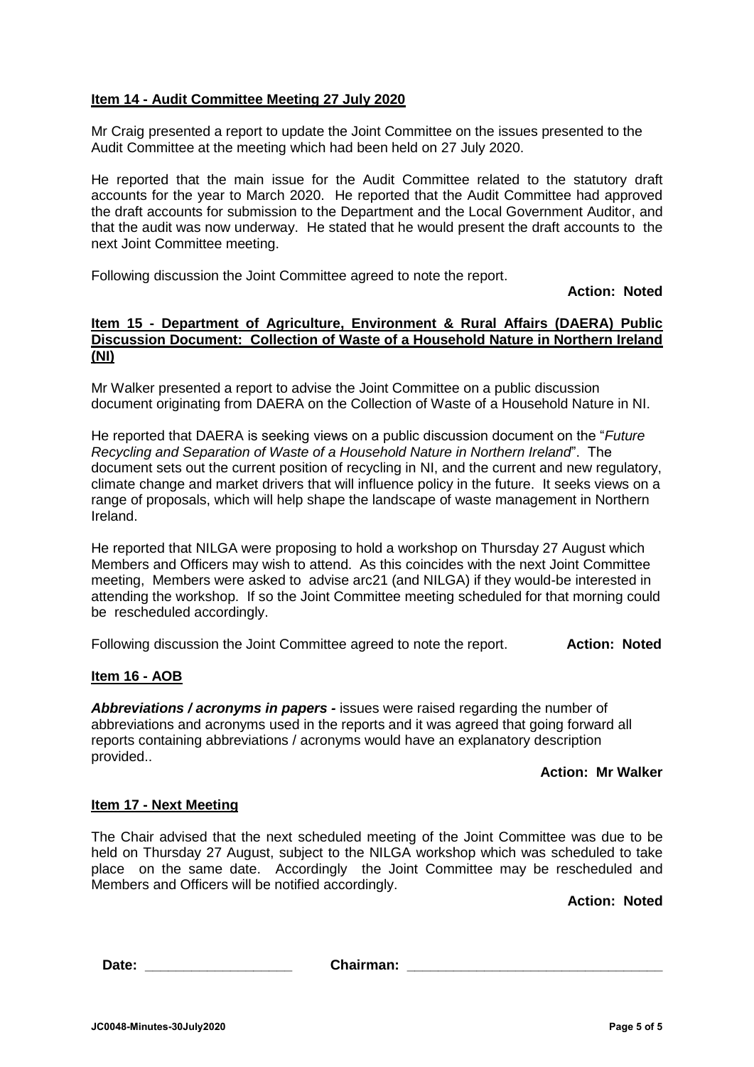**Item 14 - Audit Committee Meeting 27 July 2020**

Mr Craig presented a report to update the Joint Committee on the issues presented to the Audit Committee at the meeting which had been held on 27 July 2020.

He reported that the main issue for the Audit Committee related to the statutory draft accounts for the year to March 2020. He reported that the Audit Committee had approved the draft accounts for submission to the Department and the Local Government Auditor, and that the audit was now underway. He stated that he would present the draft accounts to the next Joint Committee meeting.

Following discussion the Joint Committee agreed to note the report.

**Action: Noted**

**Item 15 - Department of Agriculture, Environment & Rural Affairs (DAERA) Public Discussion Document: Collection of Waste of a Household Nature in Northern Ireland (NI)**

Mr Walker presented a report to advise the Joint Committee on a public discussion document originating from DAERA on the Collection of Waste of a Household Nature in NI.

He reported that DAERA is seeking views on a public discussion document on the "*Future Recycling and Separation of Waste of a Household Nature in Northern Ireland*". The document sets out the current position of recycling in NI, and the current and new regulatory, climate change and market drivers that will influence policy in the future. It seeks views on a range of proposals, which will help shape the landscape of waste management in Northern Ireland.

He reported that NILGA were proposing to hold a workshop on Thursday 27 August which Members and Officers may wish to attend. As this coincides with the next Joint Committee meeting, Members were asked to advise arc21 (and NILGA) if they would-be interested in attending the workshop. If so the Joint Committee meeting scheduled for that morning could be rescheduled accordingly.

Following discussion the Joint Committee agreed to note the report. **Action: Noted**

**Item 16 - AOB**

***Abbreviations / acronyms in papers -*** issues were raised regarding the number of abbreviations and acronyms used in the reports and it was agreed that going forward all reports containing abbreviations / acronyms would have an explanatory description provided..

**Action: Mr Walker**

**Item 17 - Next Meeting**

The Chair advised that the next scheduled meeting of the Joint Committee was due to be held on Thursday 27 August, subject to the NILGA workshop which was scheduled to take place on the same date. Accordingly the Joint Committee may be rescheduled and Members and Officers will be notified accordingly.

**Action: Noted**

**Date: ___________________** **Chairman: _________________________________**